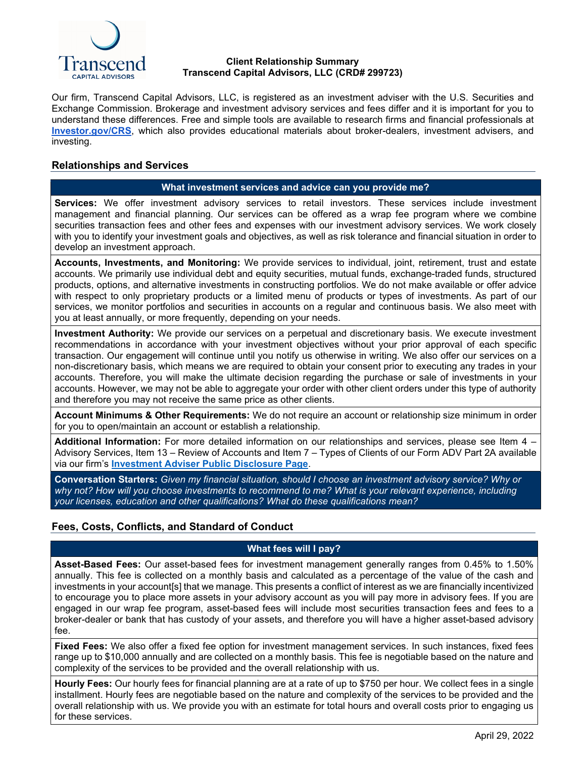**Client Relationship Summary**
**Transcend Capital Advisors, LLC (CRD# 299723)**

Our firm, Transcend Capital Advisors, LLC, is registered as an investment adviser with the U.S. Securities and Exchange Commission. Brokerage and investment advisory services and fees differ and it is important for you to understand these differences. Free and simple tools are available to research firms and financial professionals at **Investor.gov/CRS**, which also provides educational materials about broker-dealers, investment advisers, and investing.

## Relationships and Services

### What investment services and advice can you provide me?

**Services:** We offer investment advisory services to retail investors. These services include investment management and financial planning. Our services can be offered as a wrap fee program where we combine securities transaction fees and other fees and expenses with our investment advisory services. We work closely with you to identify your investment goals and objectives, as well as risk tolerance and financial situation in order to develop an investment approach.

**Accounts, Investments, and Monitoring:** We provide services to individual, joint, retirement, trust and estate accounts. We primarily use individual debt and equity securities, mutual funds, exchange-traded funds, structured products, options, and alternative investments in constructing portfolios. We do not make available or offer advice with respect to only proprietary products or a limited menu of products or types of investments. As part of our services, we monitor portfolios and securities in accounts on a regular and continuous basis. We also meet with you at least annually, or more frequently, depending on your needs.

**Investment Authority:** We provide our services on a perpetual and discretionary basis. We execute investment recommendations in accordance with your investment objectives without your prior approval of each specific transaction. Our engagement will continue until you notify us otherwise in writing. We also offer our services on a non-discretionary basis, which means we are required to obtain your consent prior to executing any trades in your accounts. Therefore, you will make the ultimate decision regarding the purchase or sale of investments in your accounts. However, we may not be able to aggregate your order with other client orders under this type of authority and therefore you may not receive the same price as other clients.

**Account Minimums & Other Requirements:** We do not require an account or relationship size minimum in order for you to open/maintain an account or establish a relationship.

**Additional Information:** For more detailed information on our relationships and services, please see Item 4 – Advisory Services, Item 13 – Review of Accounts and Item 7 – Types of Clients of our Form ADV Part 2A available via our firm's **Investment Adviser Public Disclosure Page**.

**Conversation Starters:** *Given my financial situation, should I choose an investment advisory service? Why or why not? How will you choose investments to recommend to me? What is your relevant experience, including your licenses, education and other qualifications? What do these qualifications mean?*

## Fees, Costs, Conflicts, and Standard of Conduct

### What fees will I pay?

**Asset-Based Fees:** Our asset-based fees for investment management generally ranges from 0.45% to 1.50% annually. This fee is collected on a monthly basis and calculated as a percentage of the value of the cash and investments in your account[s] that we manage. This presents a conflict of interest as we are financially incentivized to encourage you to place more assets in your advisory account as you will pay more in advisory fees. If you are engaged in our wrap fee program, asset-based fees will include most securities transaction fees and fees to a broker-dealer or bank that has custody of your assets, and therefore you will have a higher asset-based advisory fee.

**Fixed Fees:** We also offer a fixed fee option for investment management services. In such instances, fixed fees range up to $10,000 annually and are collected on a monthly basis. This fee is negotiable based on the nature and complexity of the services to be provided and the overall relationship with us.

**Hourly Fees:** Our hourly fees for financial planning are at a rate of up to $750 per hour. We collect fees in a single installment. Hourly fees are negotiable based on the nature and complexity of the services to be provided and the overall relationship with us. We provide you with an estimate for total hours and overall costs prior to engaging us for these services.

April 29, 2022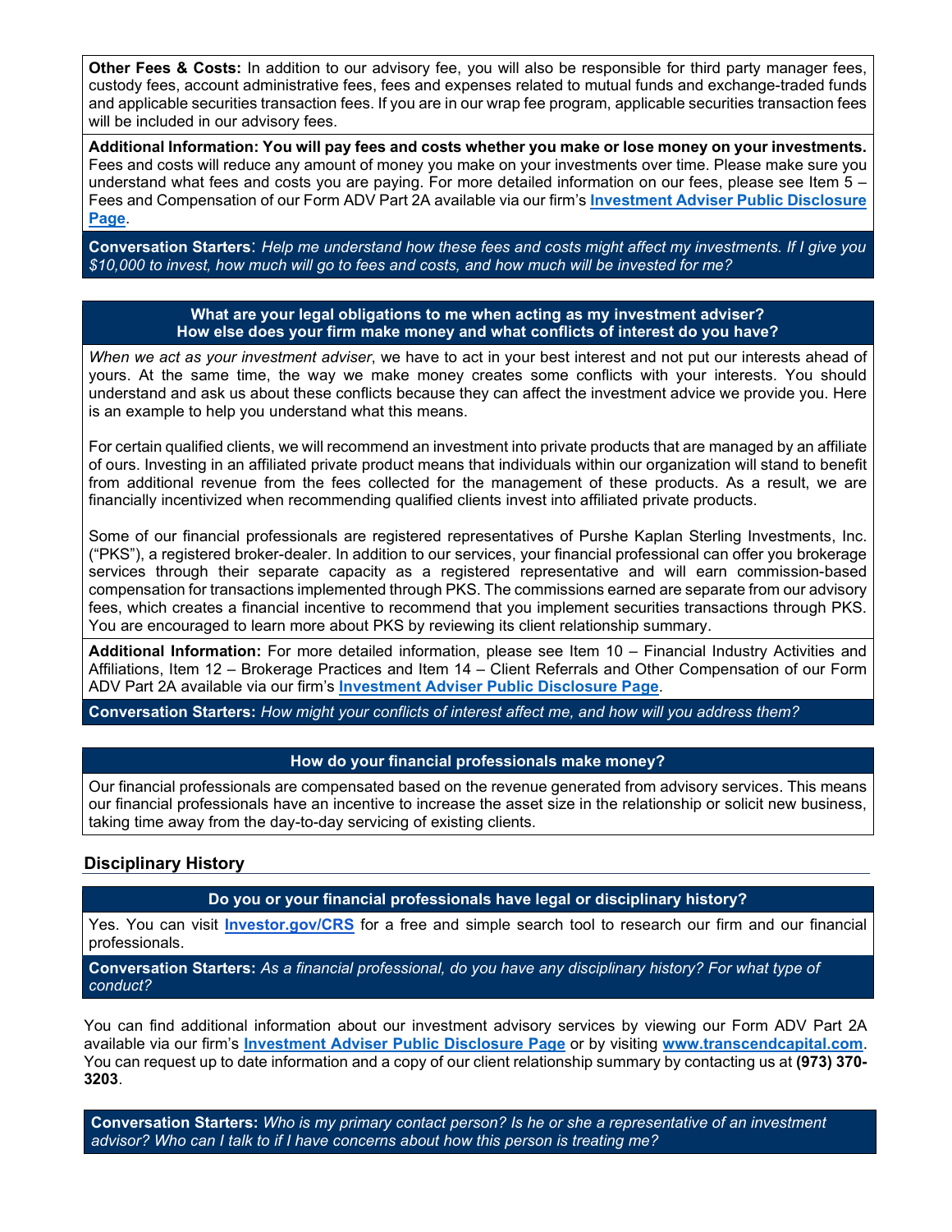**Other Fees & Costs:** In addition to our advisory fee, you will also be responsible for third party manager fees, custody fees, account administrative fees, fees and expenses related to mutual funds and exchange-traded funds and applicable securities transaction fees. If you are in our wrap fee program, applicable securities transaction fees will be included in our advisory fees.

**Additional Information: You will pay fees and costs whether you make or lose money on your investments.** Fees and costs will reduce any amount of money you make on your investments over time. Please make sure you understand what fees and costs you are paying. For more detailed information on our fees, please see Item 5 – Fees and Compensation of our Form ADV Part 2A available via our firm's **Investment Adviser Public Disclosure Page**.

**Conversation Starters**: *Help me understand how these fees and costs might affect my investments. If I give you $10,000 to invest, how much will go to fees and costs, and how much will be invested for me?*

**What are your legal obligations to me when acting as my investment adviser?**
**How else does your firm make money and what conflicts of interest do you have?**

*When we act as your investment adviser*, we have to act in your best interest and not put our interests ahead of yours. At the same time, the way we make money creates some conflicts with your interests. You should understand and ask us about these conflicts because they can affect the investment advice we provide you. Here is an example to help you understand what this means.

For certain qualified clients, we will recommend an investment into private products that are managed by an affiliate of ours. Investing in an affiliated private product means that individuals within our organization will stand to benefit from additional revenue from the fees collected for the management of these products. As a result, we are financially incentivized when recommending qualified clients invest into affiliated private products.

Some of our financial professionals are registered representatives of Purshe Kaplan Sterling Investments, Inc. ("PKS"), a registered broker-dealer. In addition to our services, your financial professional can offer you brokerage services through their separate capacity as a registered representative and will earn commission-based compensation for transactions implemented through PKS. The commissions earned are separate from our advisory fees, which creates a financial incentive to recommend that you implement securities transactions through PKS. You are encouraged to learn more about PKS by reviewing its client relationship summary.

**Additional Information:** For more detailed information, please see Item 10 – Financial Industry Activities and Affiliations, Item 12 – Brokerage Practices and Item 14 – Client Referrals and Other Compensation of our Form ADV Part 2A available via our firm's **Investment Adviser Public Disclosure Page**.

**Conversation Starters:** *How might your conflicts of interest affect me, and how will you address them?*

**How do your financial professionals make money?**

Our financial professionals are compensated based on the revenue generated from advisory services. This means our financial professionals have an incentive to increase the asset size in the relationship or solicit new business, taking time away from the day-to-day servicing of existing clients.

## Disciplinary History

**Do you or your financial professionals have legal or disciplinary history?**

Yes. You can visit **Investor.gov/CRS** for a free and simple search tool to research our firm and our financial professionals.

**Conversation Starters:** *As a financial professional, do you have any disciplinary history? For what type of conduct?*

You can find additional information about our investment advisory services by viewing our Form ADV Part 2A available via our firm's **Investment Adviser Public Disclosure Page** or by visiting **www.transcendcapital.com**. You can request up to date information and a copy of our client relationship summary by contacting us at **(973) 370-3203**.

**Conversation Starters:** *Who is my primary contact person? Is he or she a representative of an investment advisor? Who can I talk to if I have concerns about how this person is treating me?*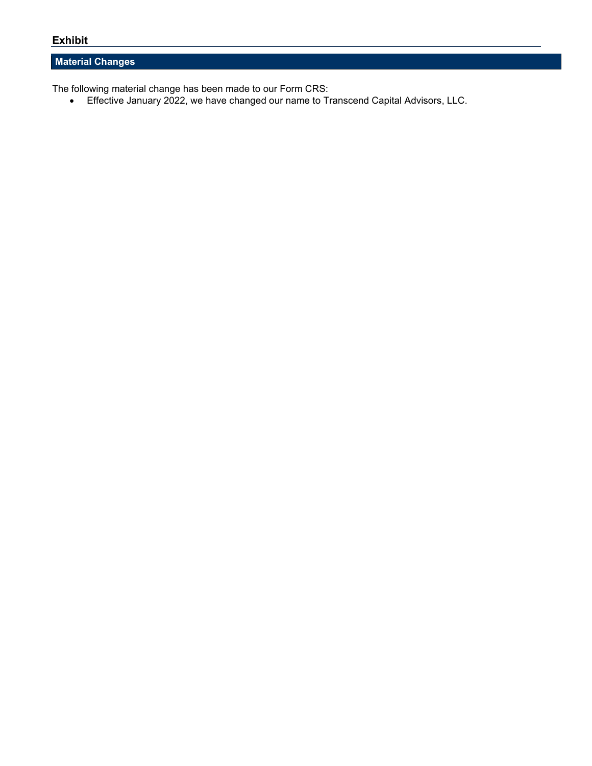## Exhibit

### Material Changes

The following material change has been made to our Form CRS:

- Effective January 2022, we have changed our name to Transcend Capital Advisors, LLC.